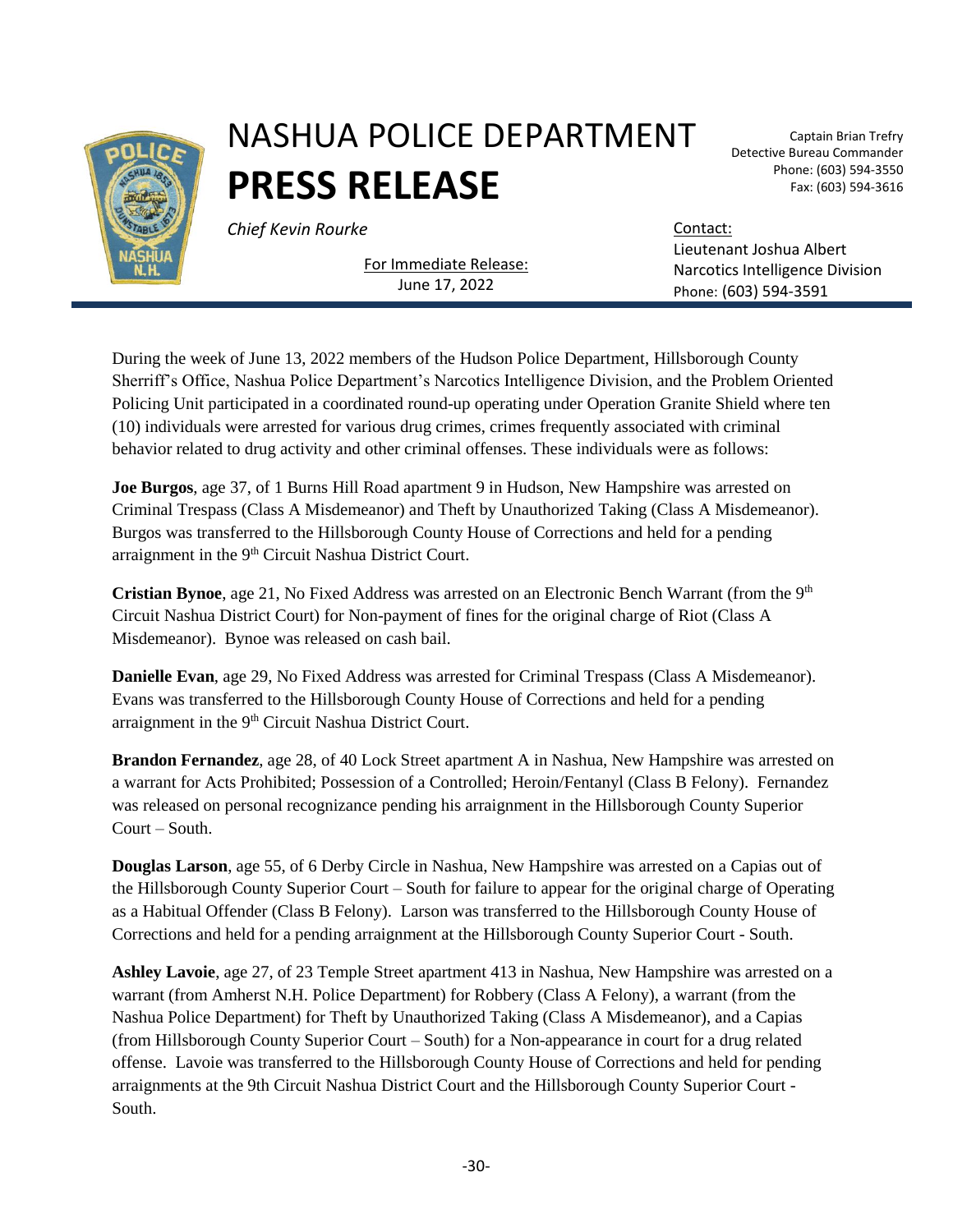# NASHUA POLICE DEPARTMENT

# PRESS RELEASE

*Chief Kevin Rourke*

Captain Brian Trefry
Detective Bureau Commander
Phone: (603) 594-3550
Fax: (603) 594-3616

For Immediate Release:
June 17, 2022

Contact:
Lieutenant Joshua Albert
Narcotics Intelligence Division
Phone: (603) 594-3591

During the week of June 13, 2022 members of the Hudson Police Department, Hillsborough County Sherriff's Office, Nashua Police Department's Narcotics Intelligence Division, and the Problem Oriented Policing Unit participated in a coordinated round-up operating under Operation Granite Shield where ten (10) individuals were arrested for various drug crimes, crimes frequently associated with criminal behavior related to drug activity and other criminal offenses. These individuals were as follows:

**Joe Burgos**, age 37, of 1 Burns Hill Road apartment 9 in Hudson, New Hampshire was arrested on Criminal Trespass (Class A Misdemeanor) and Theft by Unauthorized Taking (Class A Misdemeanor). Burgos was transferred to the Hillsborough County House of Corrections and held for a pending arraignment in the 9th Circuit Nashua District Court.

**Cristian Bynoe**, age 21, No Fixed Address was arrested on an Electronic Bench Warrant (from the 9th Circuit Nashua District Court) for Non-payment of fines for the original charge of Riot (Class A Misdemeanor). Bynoe was released on cash bail.

**Danielle Evan**, age 29, No Fixed Address was arrested for Criminal Trespass (Class A Misdemeanor). Evans was transferred to the Hillsborough County House of Corrections and held for a pending arraignment in the 9th Circuit Nashua District Court.

**Brandon Fernandez**, age 28, of 40 Lock Street apartment A in Nashua, New Hampshire was arrested on a warrant for Acts Prohibited; Possession of a Controlled; Heroin/Fentanyl (Class B Felony). Fernandez was released on personal recognizance pending his arraignment in the Hillsborough County Superior Court – South.

**Douglas Larson**, age 55, of 6 Derby Circle in Nashua, New Hampshire was arrested on a Capias out of the Hillsborough County Superior Court – South for failure to appear for the original charge of Operating as a Habitual Offender (Class B Felony). Larson was transferred to the Hillsborough County House of Corrections and held for a pending arraignment at the Hillsborough County Superior Court - South.

**Ashley Lavoie**, age 27, of 23 Temple Street apartment 413 in Nashua, New Hampshire was arrested on a warrant (from Amherst N.H. Police Department) for Robbery (Class A Felony), a warrant (from the Nashua Police Department) for Theft by Unauthorized Taking (Class A Misdemeanor), and a Capias (from Hillsborough County Superior Court – South) for a Non-appearance in court for a drug related offense. Lavoie was transferred to the Hillsborough County House of Corrections and held for pending arraignments at the 9th Circuit Nashua District Court and the Hillsborough County Superior Court - South.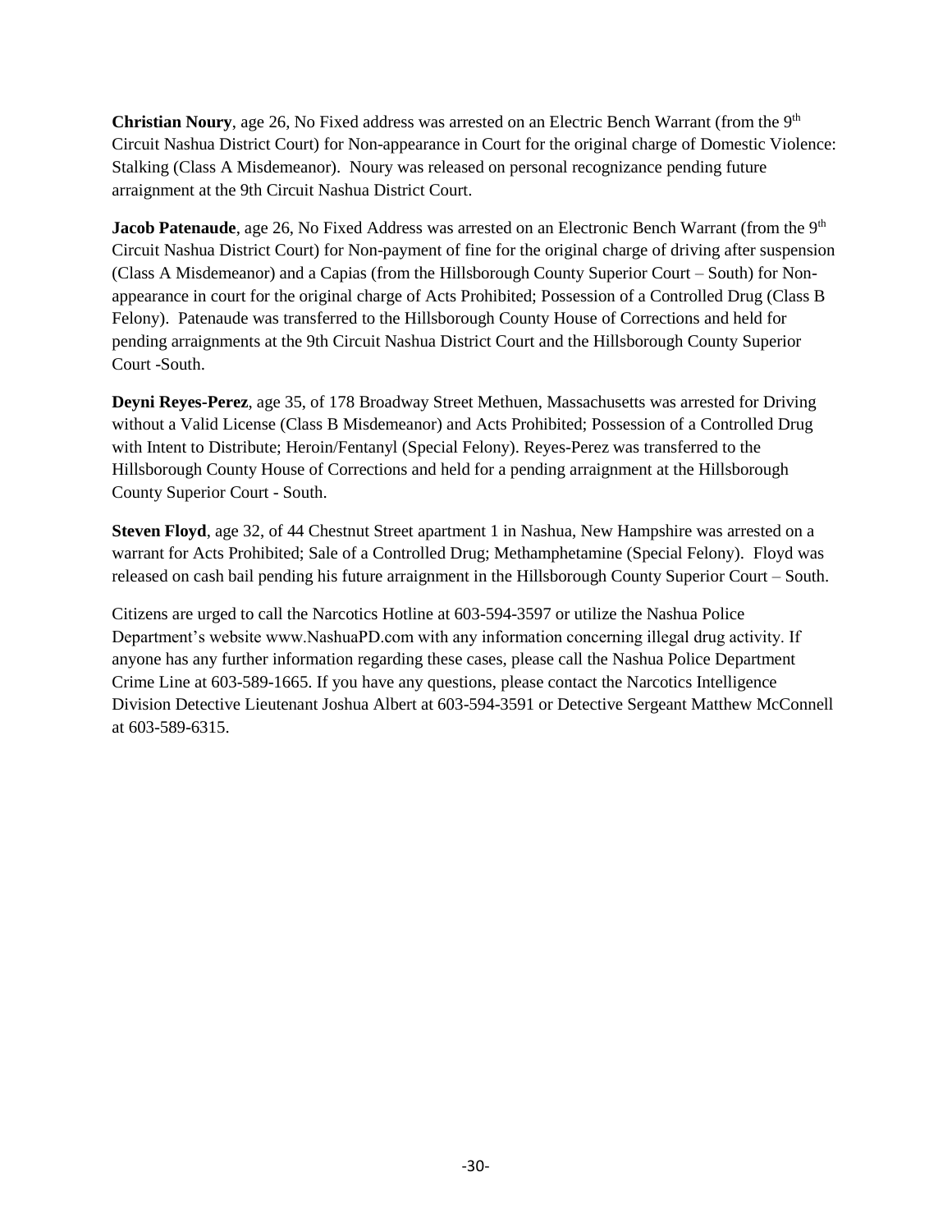**Christian Noury**, age 26, No Fixed address was arrested on an Electric Bench Warrant (from the 9th Circuit Nashua District Court) for Non-appearance in Court for the original charge of Domestic Violence: Stalking (Class A Misdemeanor). Noury was released on personal recognizance pending future arraignment at the 9th Circuit Nashua District Court.

**Jacob Patenaude**, age 26, No Fixed Address was arrested on an Electronic Bench Warrant (from the 9th Circuit Nashua District Court) for Non-payment of fine for the original charge of driving after suspension (Class A Misdemeanor) and a Capias (from the Hillsborough County Superior Court – South) for Non-appearance in court for the original charge of Acts Prohibited; Possession of a Controlled Drug (Class B Felony). Patenaude was transferred to the Hillsborough County House of Corrections and held for pending arraignments at the 9th Circuit Nashua District Court and the Hillsborough County Superior Court -South.

**Deyni Reyes-Perez**, age 35, of 178 Broadway Street Methuen, Massachusetts was arrested for Driving without a Valid License (Class B Misdemeanor) and Acts Prohibited; Possession of a Controlled Drug with Intent to Distribute; Heroin/Fentanyl (Special Felony). Reyes-Perez was transferred to the Hillsborough County House of Corrections and held for a pending arraignment at the Hillsborough County Superior Court - South.

**Steven Floyd**, age 32, of 44 Chestnut Street apartment 1 in Nashua, New Hampshire was arrested on a warrant for Acts Prohibited; Sale of a Controlled Drug; Methamphetamine (Special Felony). Floyd was released on cash bail pending his future arraignment in the Hillsborough County Superior Court – South.

Citizens are urged to call the Narcotics Hotline at 603-594-3597 or utilize the Nashua Police Department's website www.NashuaPD.com with any information concerning illegal drug activity. If anyone has any further information regarding these cases, please call the Nashua Police Department Crime Line at 603-589-1665. If you have any questions, please contact the Narcotics Intelligence Division Detective Lieutenant Joshua Albert at 603-594-3591 or Detective Sergeant Matthew McConnell at 603-589-6315.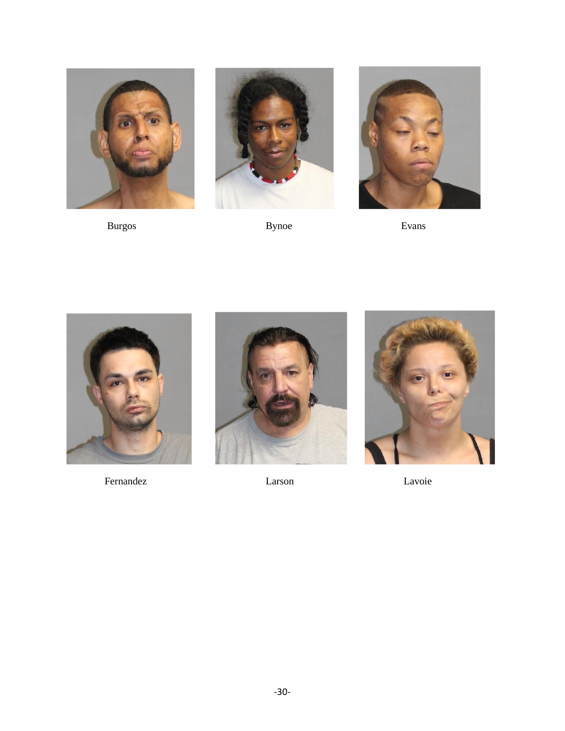Burgos

Bynoe

Evans

Fernandez

Larson

Lavoie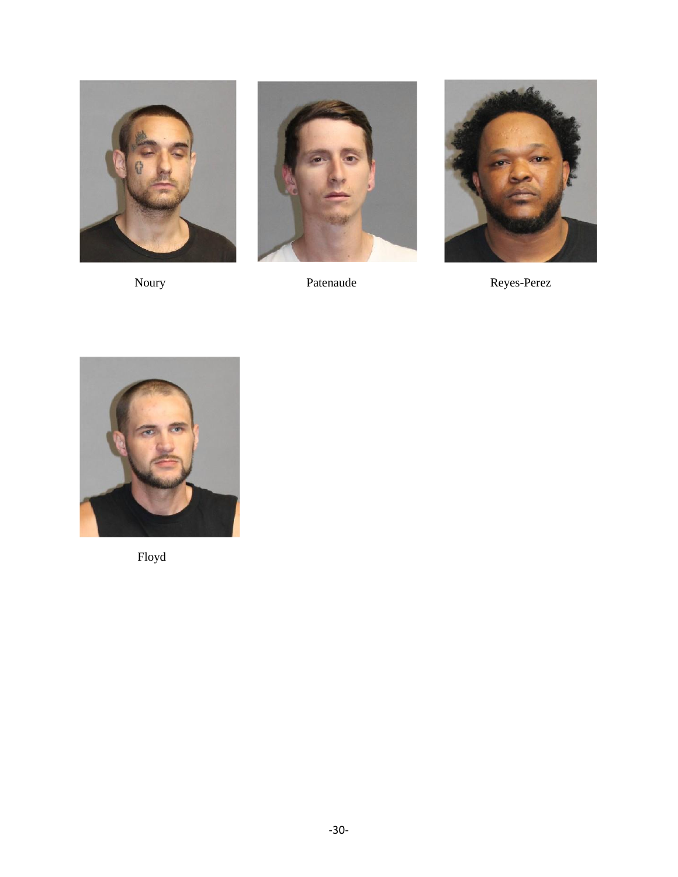Noury

Patenaude

Reyes-Perez

Floyd